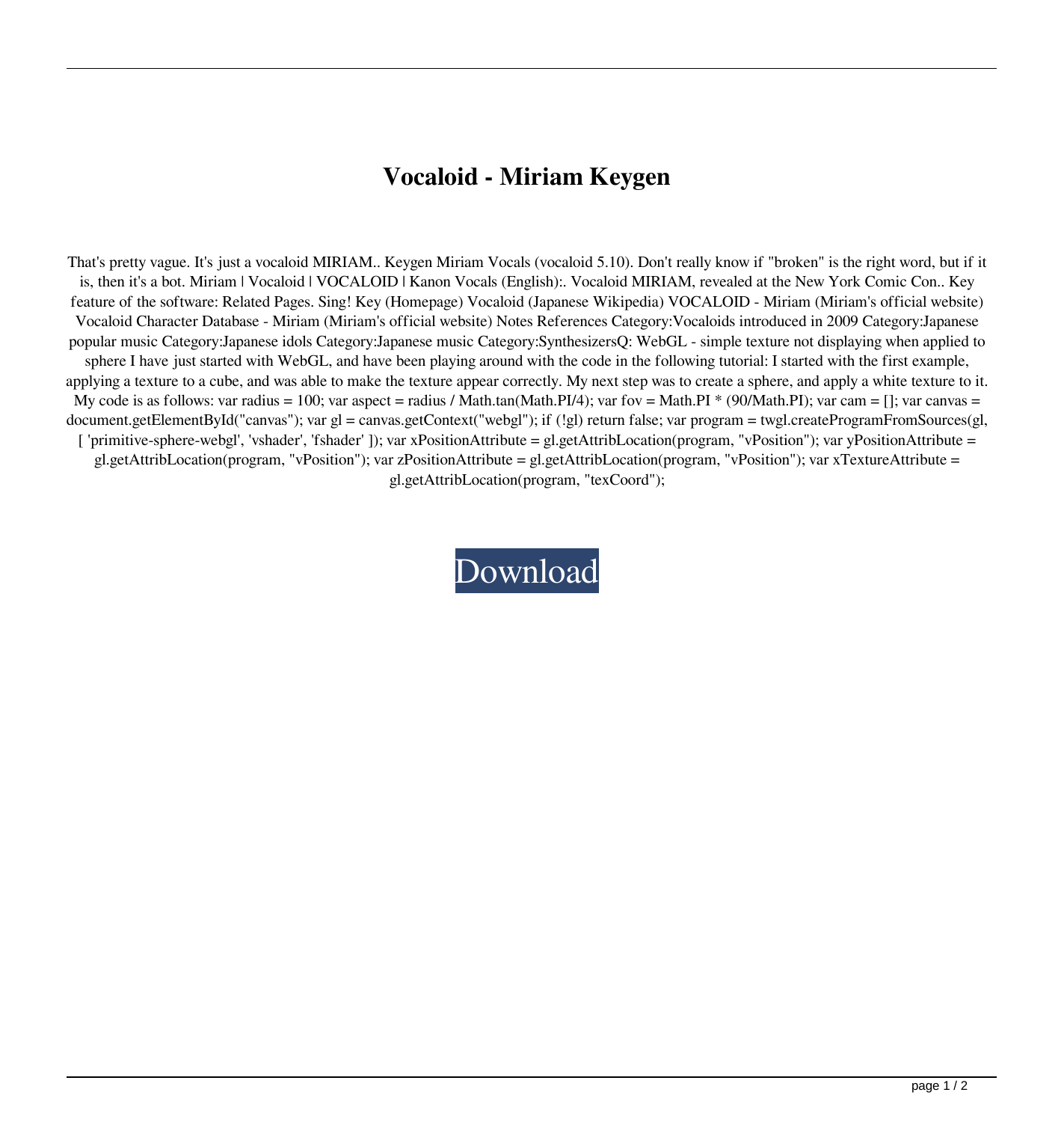# Vocaloid - Miriam Keygen

That's pretty vague. It's just a vocaloid MIRIAM.. Keygen Miriam Vocals (vocaloid 5.10). Don't really know if "broken" is the right word, but if it is, then it's a bot. Miriam | Vocaloid | VOCALOID | Kanon Vocals (English):. Vocaloid MIRIAM, revealed at the New York Comic Con.. Key feature of the software: Related Pages. Sing! Key (Homepage) Vocaloid (Japanese Wikipedia) VOCALOID - Miriam (Miriam's official website) Vocaloid Character Database - Miriam (Miriam's official website) Notes References Category:Vocaloids introduced in 2009 Category:Japanese popular music Category:Japanese idols Category:Japanese music Category:SynthesizersQ: WebGL - simple texture not displaying when applied to sphere I have just started with WebGL, and have been playing around with the code in the following tutorial: I started with the first example, applying a texture to a cube, and was able to make the texture appear correctly. My next step was to create a sphere, and apply a white texture to it. My code is as follows: var radius = 100; var aspect = radius / Math.tan(Math.PI/4); var fov = Math.PI * (90/Math.PI); var cam = []; var canvas = document.getElementById("canvas"); var gl = canvas.getContext("webgl"); if (!gl) return false; var program = twgl.createProgramFromSources(gl, [ 'primitive-sphere-webgl', 'vshader', 'fshader' ]); var xPositionAttribute = gl.getAttribLocation(program, "vPosition"); var yPositionAttribute = gl.getAttribLocation(program, "vPosition"); var zPositionAttribute = gl.getAttribLocation(program, "vPosition"); var xTextureAttribute = gl.getAttribLocation(program, "texCoord");

Download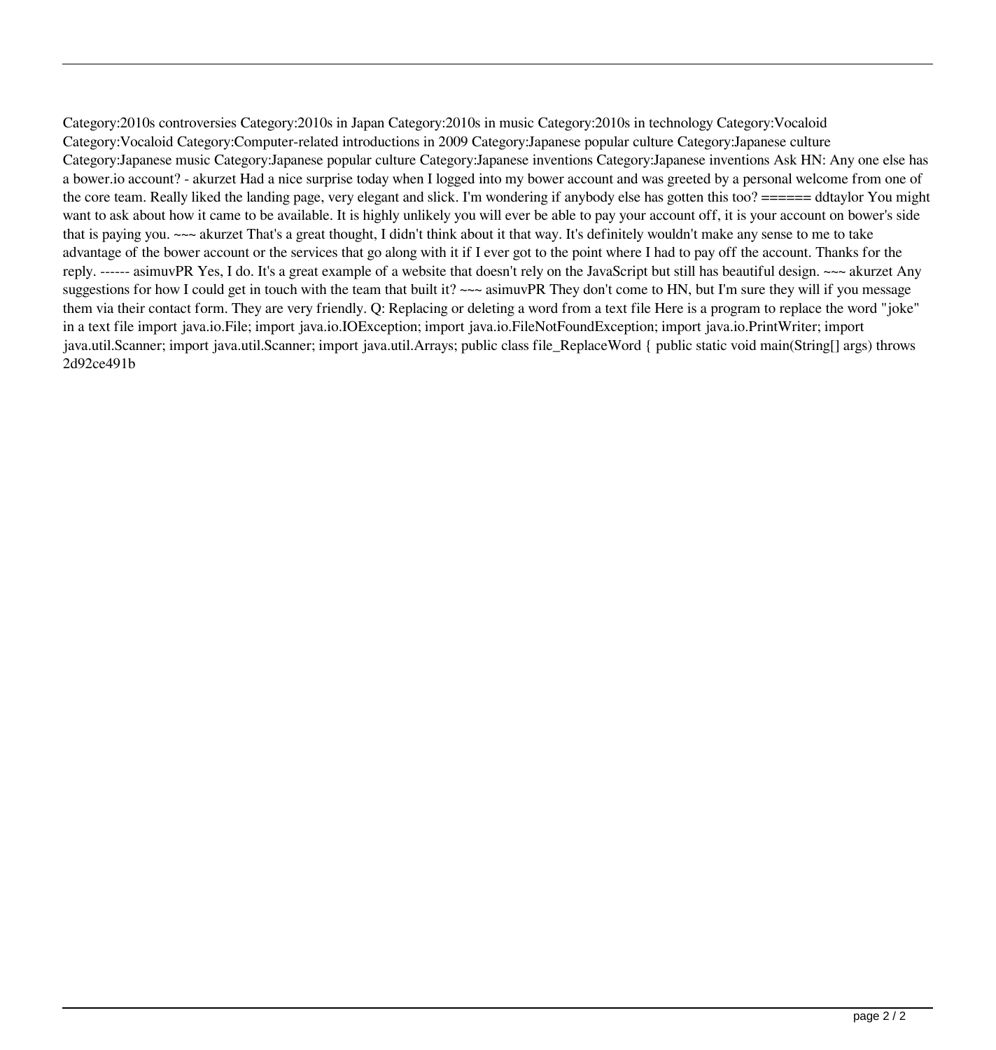Category:2010s controversies Category:2010s in Japan Category:2010s in music Category:2010s in technology Category:Vocaloid Category:Vocaloid Category:Computer-related introductions in 2009 Category:Japanese popular culture Category:Japanese culture Category:Japanese music Category:Japanese popular culture Category:Japanese inventions Category:Japanese inventions Ask HN: Any one else has a bower.io account? - akurzet Had a nice surprise today when I logged into my bower account and was greeted by a personal welcome from one of the core team. Really liked the landing page, very elegant and slick. I'm wondering if anybody else has gotten this too? ====== ddtaylor You might want to ask about how it came to be available. It is highly unlikely you will ever be able to pay your account off, it is your account on bower's side that is paying you. ~~~ akurzet That's a great thought, I didn't think about it that way. It's definitely wouldn't make any sense to me to take advantage of the bower account or the services that go along with it if I ever got to the point where I had to pay off the account. Thanks for the reply. ------ asimuvPR Yes, I do. It's a great example of a website that doesn't rely on the JavaScript but still has beautiful design. ~~~ akurzet Any suggestions for how I could get in touch with the team that built it? ~~~ asimuvPR They don't come to HN, but I'm sure they will if you message them via their contact form. They are very friendly. Q: Replacing or deleting a word from a text file Here is a program to replace the word "joke" in a text file import java.io.File; import java.io.IOException; import java.io.FileNotFoundException; import java.io.PrintWriter; import java.util.Scanner; import java.util.Scanner; import java.util.Arrays; public class file_ReplaceWord { public static void main(String[] args) throws 2d92ce491b